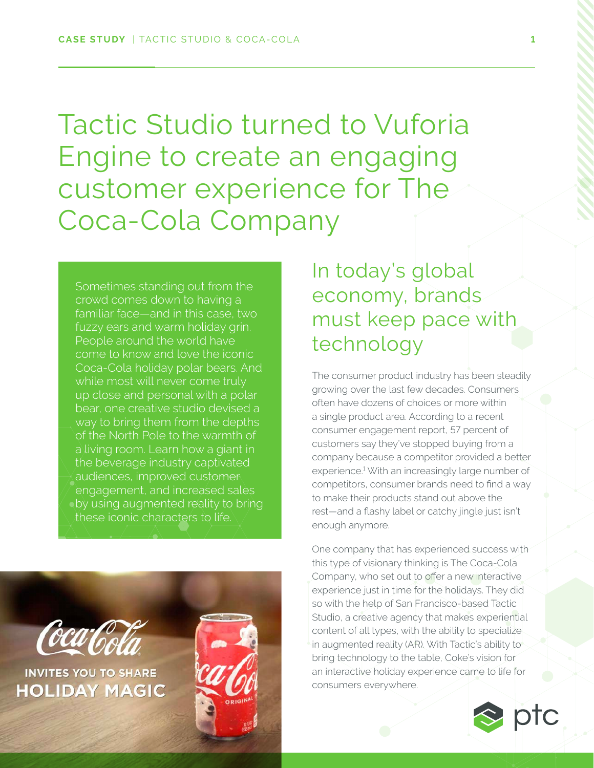# Tactic Studio turned to Vuforia Engine to create an engaging customer experience for The Coca-Cola Company

Sometimes standing out from the crowd comes down to having a familiar face—and in this case, two fuzzy ears and warm holiday grin. People around the world have come to know and love the iconic Coca-Cola holiday polar bears. And while most will never come truly up close and personal with a polar bear, one creative studio devised a way to bring them from the depths of the North Pole to the warmth of a living room. Learn how a giant in the beverage industry captivated audiences, improved customer engagement, and increased sales by using augmented reality to bring these iconic characters to life.

## In today's global economy, brands must keep pace with technology

The consumer product industry has been steadily growing over the last few decades. Consumers often have dozens of choices or more within a single product area. According to a recent consumer engagement report, 57 percent of customers say they've stopped buying from a company because a competitor provided a better experience.[1] With an increasingly large number of competitors, consumer brands need to find a way to make their products stand out above the rest—and a flashy label or catchy jingle just isn't enough anymore.

One company that has experienced success with this type of visionary thinking is The Coca-Cola Company, who set out to offer a new interactive experience just in time for the holidays. They did so with the help of San Francisco-based Tactic Studio, a creative agency that makes experiential content of all types, with the ability to specialize in augmented reality (AR). With Tactic's ability to bring technology to the table, Coke's vision for an interactive holiday experience came to life for consumers everywhere.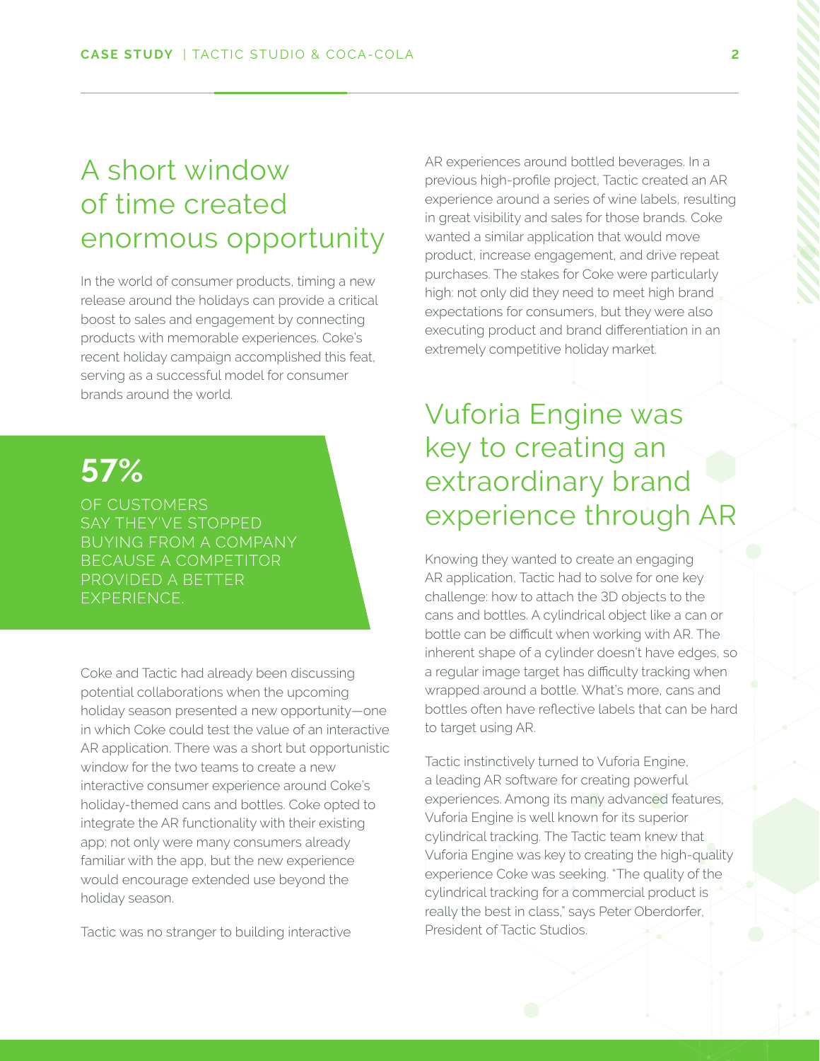## A short window of time created enormous opportunity

In the world of consumer products, timing a new release around the holidays can provide a critical boost to sales and engagement by connecting products with memorable experiences. Coke's recent holiday campaign accomplished this feat, serving as a successful model for consumer brands around the world.

**57%**

OF CUSTOMERS SAY THEY'VE STOPPED BUYING FROM A COMPANY BECAUSE A COMPETITOR PROVIDED A BETTER EXPERIENCE.

Coke and Tactic had already been discussing potential collaborations when the upcoming holiday season presented a new opportunity—one in which Coke could test the value of an interactive AR application. There was a short but opportunistic window for the two teams to create a new interactive consumer experience around Coke's holiday-themed cans and bottles. Coke opted to integrate the AR functionality with their existing app; not only were many consumers already familiar with the app, but the new experience would encourage extended use beyond the holiday season.

Tactic was no stranger to building interactive AR experiences around bottled beverages. In a previous high-profile project, Tactic created an AR experience around a series of wine labels, resulting in great visibility and sales for those brands. Coke wanted a similar application that would move product, increase engagement, and drive repeat purchases. The stakes for Coke were particularly high: not only did they need to meet high brand expectations for consumers, but they were also executing product and brand differentiation in an extremely competitive holiday market.

## Vuforia Engine was key to creating an extraordinary brand experience through AR

Knowing they wanted to create an engaging AR application, Tactic had to solve for one key challenge: how to attach the 3D objects to the cans and bottles. A cylindrical object like a can or bottle can be difficult when working with AR. The inherent shape of a cylinder doesn't have edges, so a regular image target has difficulty tracking when wrapped around a bottle. What's more, cans and bottles often have reflective labels that can be hard to target using AR.

Tactic instinctively turned to Vuforia Engine, a leading AR software for creating powerful experiences. Among its many advanced features, Vuforia Engine is well known for its superior cylindrical tracking. The Tactic team knew that Vuforia Engine was key to creating the high-quality experience Coke was seeking. "The quality of the cylindrical tracking for a commercial product is really the best in class," says Peter Oberdorfer, President of Tactic Studios.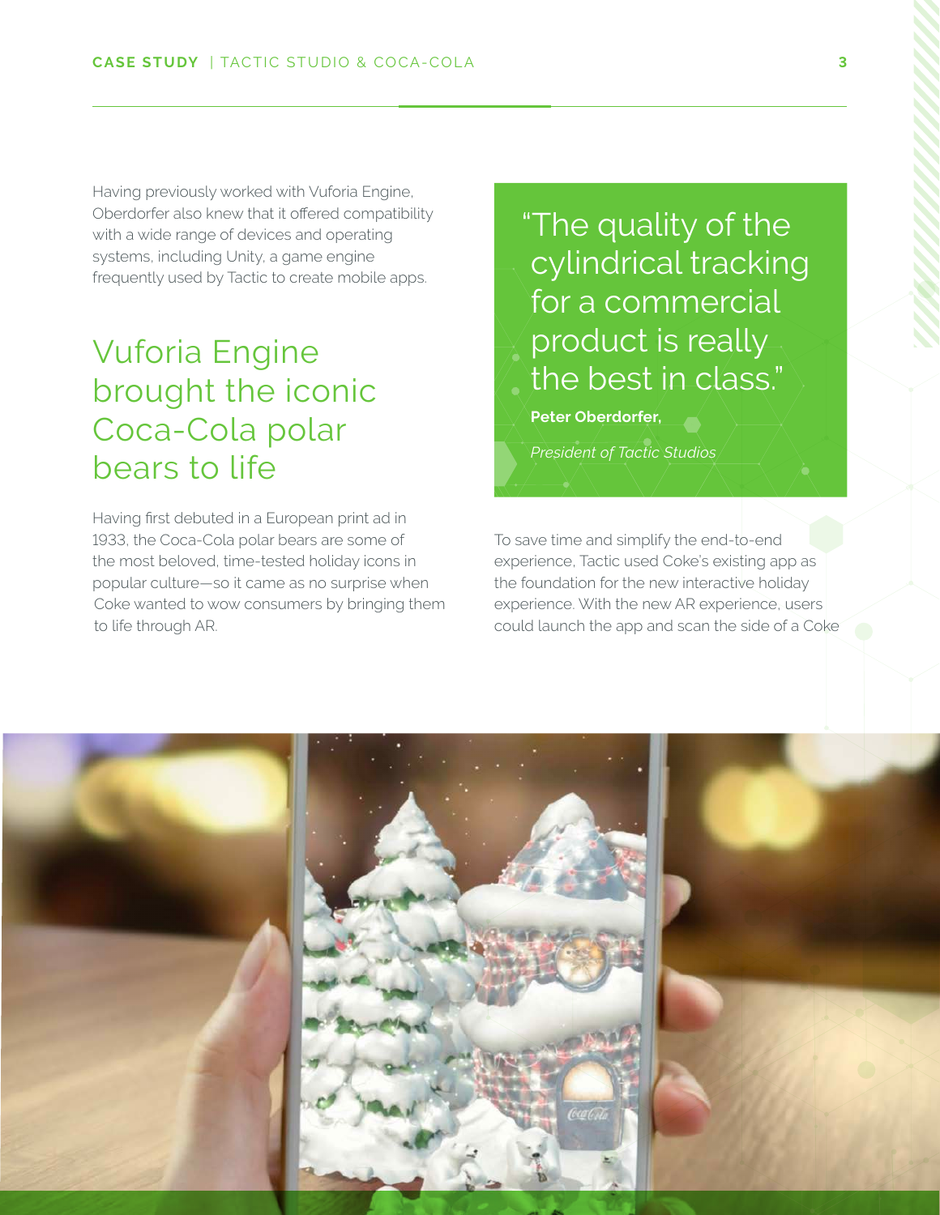Having previously worked with Vuforia Engine, Oberdorfer also knew that it offered compatibility with a wide range of devices and operating systems, including Unity, a game engine frequently used by Tactic to create mobile apps.

## Vuforia Engine brought the iconic Coca-Cola polar bears to life

Having first debuted in a European print ad in 1933, the Coca-Cola polar bears are some of the most beloved, time-tested holiday icons in popular culture—so it came as no surprise when Coke wanted to wow consumers by bringing them to life through AR.

> "The quality of the cylindrical tracking for a commercial product is really the best in class."
>
> **Peter Oberdorfer,**
>
> *President of Tactic Studios*

To save time and simplify the end-to-end experience, Tactic used Coke's existing app as the foundation for the new interactive holiday experience. With the new AR experience, users could launch the app and scan the side of a Coke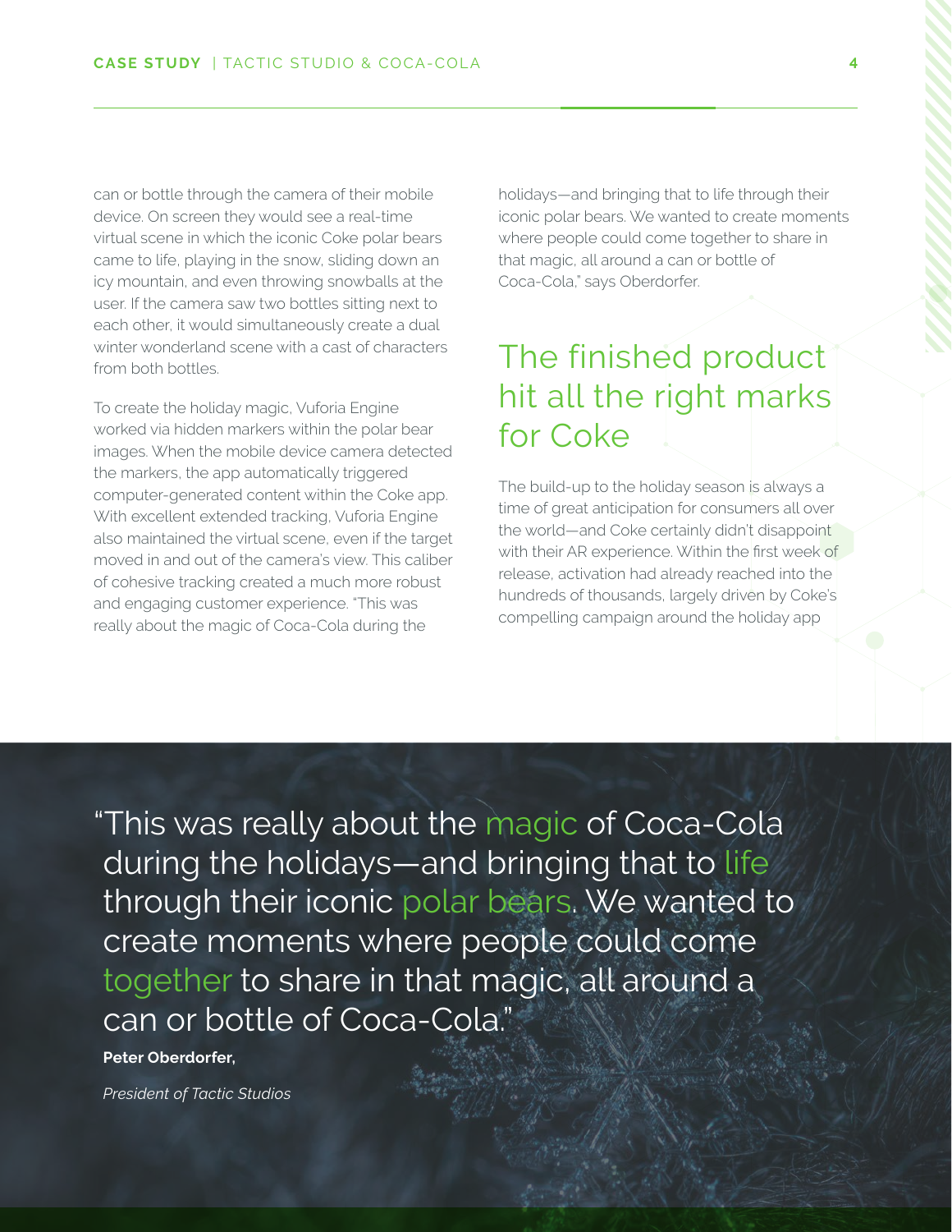can or bottle through the camera of their mobile device. On screen they would see a real-time virtual scene in which the iconic Coke polar bears came to life, playing in the snow, sliding down an icy mountain, and even throwing snowballs at the user. If the camera saw two bottles sitting next to each other, it would simultaneously create a dual winter wonderland scene with a cast of characters from both bottles.

To create the holiday magic, Vuforia Engine worked via hidden markers within the polar bear images. When the mobile device camera detected the markers, the app automatically triggered computer-generated content within the Coke app. With excellent extended tracking, Vuforia Engine also maintained the virtual scene, even if the target moved in and out of the camera's view. This caliber of cohesive tracking created a much more robust and engaging customer experience. "This was really about the magic of Coca-Cola during the holidays—and bringing that to life through their iconic polar bears. We wanted to create moments where people could come together to share in that magic, all around a can or bottle of Coca-Cola," says Oberdorfer.

## The finished product hit all the right marks for Coke

The build-up to the holiday season is always a time of great anticipation for consumers all over the world—and Coke certainly didn't disappoint with their AR experience. Within the first week of release, activation had already reached into the hundreds of thousands, largely driven by Coke's compelling campaign around the holiday app

> "This was really about the magic of Coca-Cola during the holidays—and bringing that to life through their iconic polar bears. We wanted to create moments where people could come together to share in that magic, all around a can or bottle of Coca-Cola."
>
> **Peter Oberdorfer,**
>
> *President of Tactic Studios*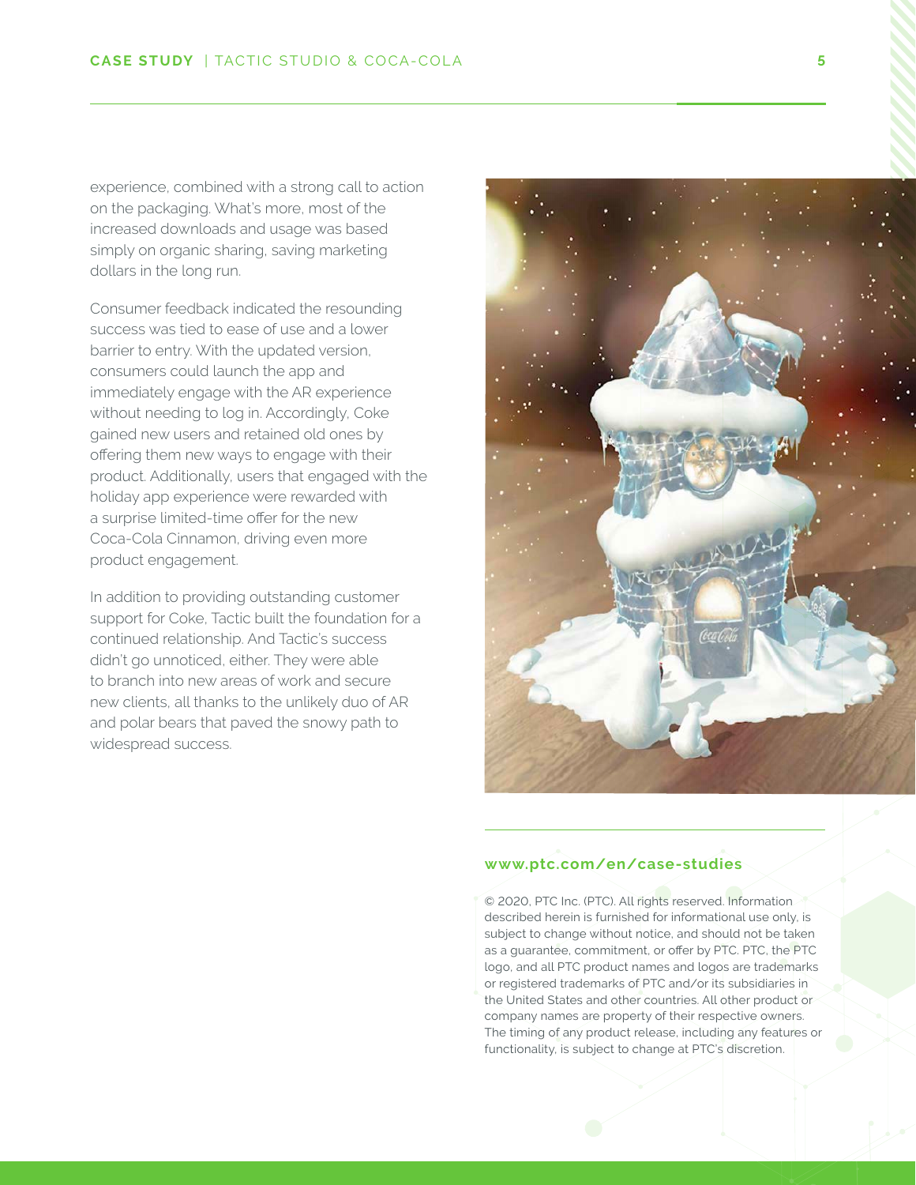experience, combined with a strong call to action on the packaging. What's more, most of the increased downloads and usage was based simply on organic sharing, saving marketing dollars in the long run.

Consumer feedback indicated the resounding success was tied to ease of use and a lower barrier to entry. With the updated version, consumers could launch the app and immediately engage with the AR experience without needing to log in. Accordingly, Coke gained new users and retained old ones by offering them new ways to engage with their product. Additionally, users that engaged with the holiday app experience were rewarded with a surprise limited-time offer for the new Coca-Cola Cinnamon, driving even more product engagement.

In addition to providing outstanding customer support for Coke, Tactic built the foundation for a continued relationship. And Tactic's success didn't go unnoticed, either. They were able to branch into new areas of work and secure new clients, all thanks to the unlikely duo of AR and polar bears that paved the snowy path to widespread success.

**www.ptc.com/en/case-studies**

© 2020, PTC Inc. (PTC). All rights reserved. Information described herein is furnished for informational use only, is subject to change without notice, and should not be taken as a guarantee, commitment, or offer by PTC. PTC, the PTC logo, and all PTC product names and logos are trademarks or registered trademarks of PTC and/or its subsidiaries in the United States and other countries. All other product or company names are property of their respective owners. The timing of any product release, including any features or functionality, is subject to change at PTC's discretion.